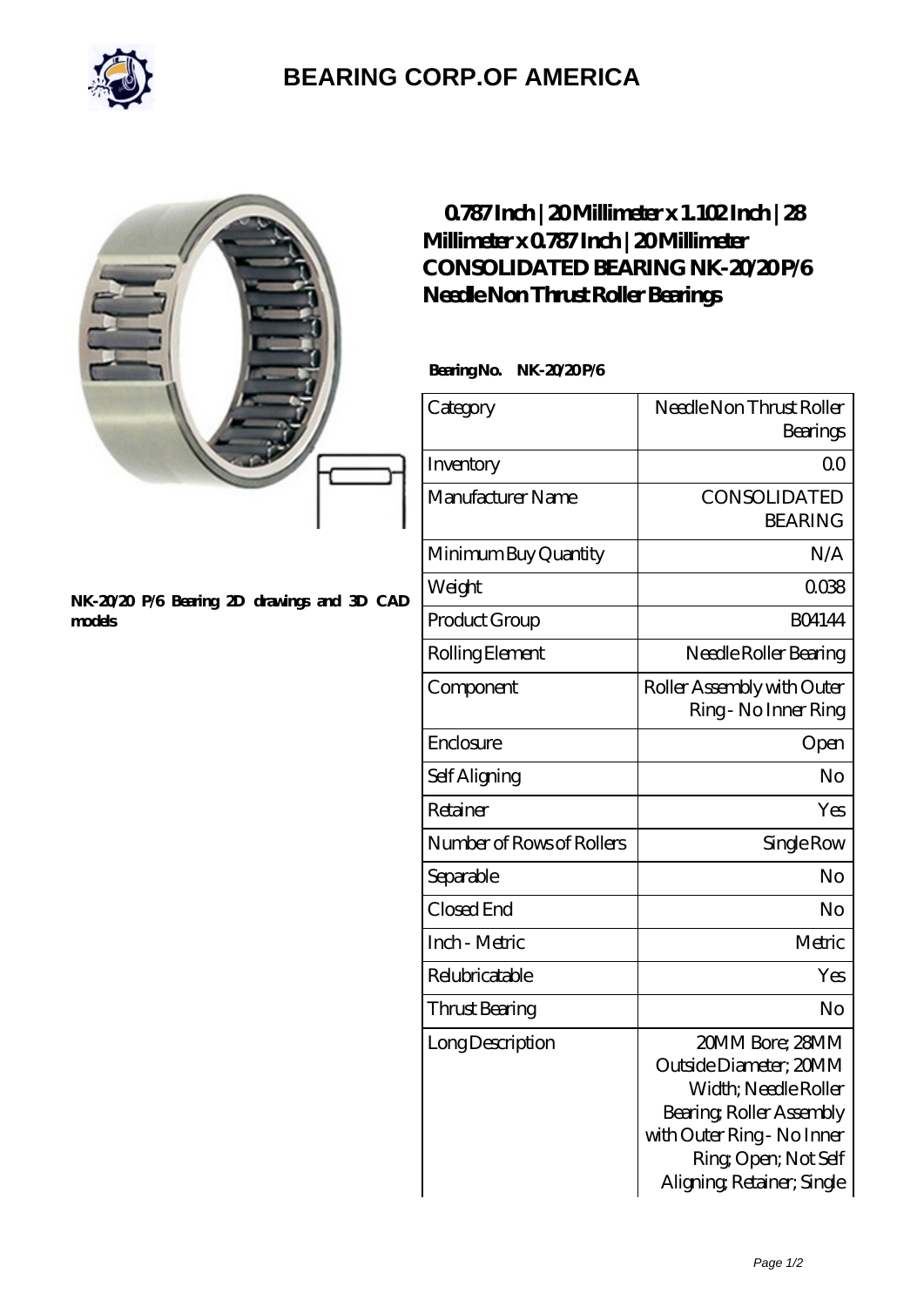# BEARING CORP.OF AMERICA

NK-20/20 P/6 Bearing 2D drawings and 3D CAD models

## 0.787 Inch | 20 Millimeter x 1.102 Inch | 28 Millimeter x 0.787 Inch | 20 Millimeter CONSOLIDATED BEARING NK-20/20 P/6 Needle Non Thrust Roller Bearings

**Bearing No. NK-20/20 P/6**

| | |
|---|---|
| Category | Needle Non Thrust Roller Bearings |
| Inventory | 0.0 |
| Manufacturer Name | CONSOLIDATED BEARING |
| Minimum Buy Quantity | N/A |
| Weight | 0.038 |
| Product Group | B04144 |
| Rolling Element | Needle Roller Bearing |
| Component | Roller Assembly with Outer Ring - No Inner Ring |
| Enclosure | Open |
| Self Aligning | No |
| Retainer | Yes |
| Number of Rows of Rollers | Single Row |
| Separable | No |
| Closed End | No |
| Inch - Metric | Metric |
| Relubricatable | Yes |
| Thrust Bearing | No |
| Long Description | 20MM Bore; 28MM Outside Diameter; 20MM Width; Needle Roller Bearing; Roller Assembly with Outer Ring - No Inner Ring; Open; Not Self Aligning; Retainer; Single |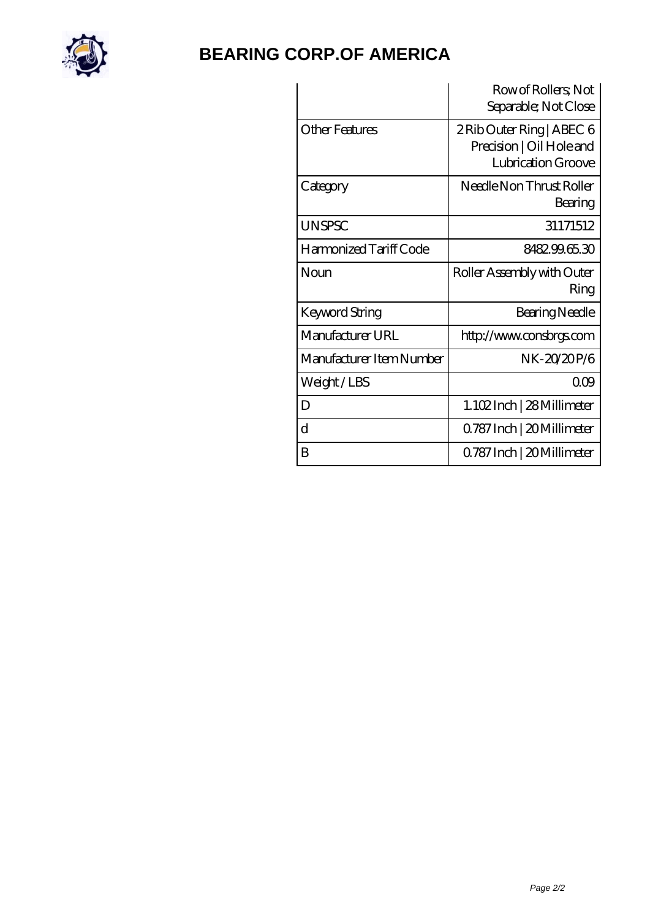# BEARING CORP.OF AMERICA

| | |
|---|---|
| | Row of Rollers; Not Separable; Not Close |
| Other Features | 2 Rib Outer Ring \| ABEC 6 Precision \| Oil Hole and Lubrication Groove |
| Category | Needle Non Thrust Roller Bearing |
| UNSPSC | 31171512 |
| Harmonized Tariff Code | 8482.99.65.30 |
| Noun | Roller Assembly with Outer Ring |
| Keyword String | Bearing Needle |
| Manufacturer URL | http://www.consbrgs.com |
| Manufacturer Item Number | NK-20/20 P/6 |
| Weight / LBS | 0.09 |
| D | 1.102 Inch \| 28 Millimeter |
| d | 0.787 Inch \| 20 Millimeter |
| B | 0.787 Inch \| 20 Millimeter |